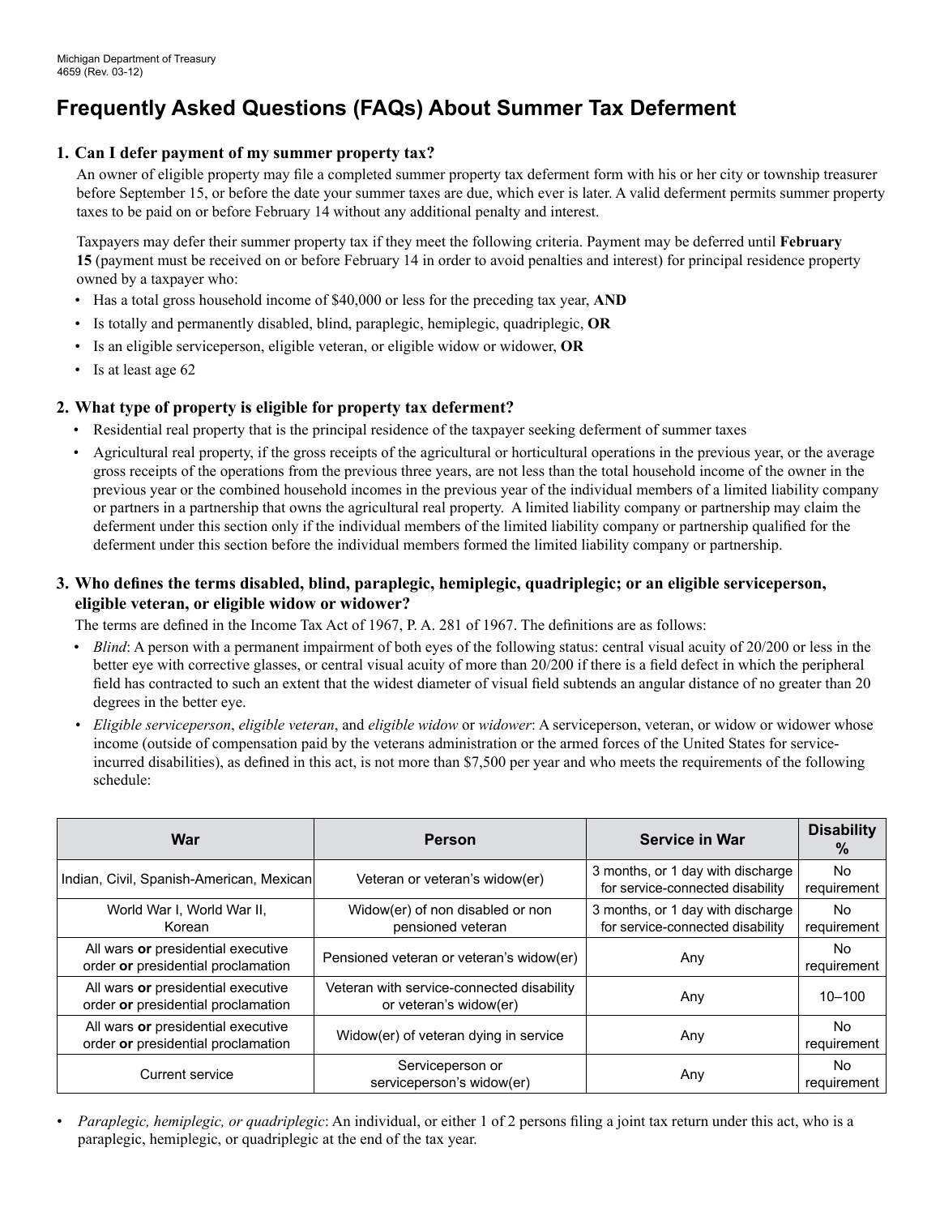Michigan Department of Treasury
4659 (Rev. 03-12)

# Frequently Asked Questions (FAQs) About Summer Tax Deferment

## 1. Can I defer payment of my summer property tax?

An owner of eligible property may file a completed summer property tax deferment form with his or her city or township treasurer before September 15, or before the date your summer taxes are due, which ever is later. A valid deferment permits summer property taxes to be paid on or before February 14 without any additional penalty and interest.

Taxpayers may defer their summer property tax if they meet the following criteria. Payment may be deferred until **February 15** (payment must be received on or before February 14 in order to avoid penalties and interest) for principal residence property owned by a taxpayer who:

- Has a total gross household income of $40,000 or less for the preceding tax year, **AND**
- Is totally and permanently disabled, blind, paraplegic, hemiplegic, quadriplegic, **OR**
- Is an eligible serviceperson, eligible veteran, or eligible widow or widower, **OR**
- Is at least age 62

## 2. What type of property is eligible for property tax deferment?

- Residential real property that is the principal residence of the taxpayer seeking deferment of summer taxes
- Agricultural real property, if the gross receipts of the agricultural or horticultural operations in the previous year, or the average gross receipts of the operations from the previous three years, are not less than the total household income of the owner in the previous year or the combined household incomes in the previous year of the individual members of a limited liability company or partners in a partnership that owns the agricultural real property. A limited liability company or partnership may claim the deferment under this section only if the individual members of the limited liability company or partnership qualified for the deferment under this section before the individual members formed the limited liability company or partnership.

## 3. Who defines the terms disabled, blind, paraplegic, hemiplegic, quadriplegic; or an eligible serviceperson, eligible veteran, or eligible widow or widower?

The terms are defined in the Income Tax Act of 1967, P. A. 281 of 1967. The definitions are as follows:

- *Blind*: A person with a permanent impairment of both eyes of the following status: central visual acuity of 20/200 or less in the better eye with corrective glasses, or central visual acuity of more than 20/200 if there is a field defect in which the peripheral field has contracted to such an extent that the widest diameter of visual field subtends an angular distance of no greater than 20 degrees in the better eye.
- *Eligible serviceperson*, *eligible veteran*, and *eligible widow* or *widower*: A serviceperson, veteran, or widow or widower whose income (outside of compensation paid by the veterans administration or the armed forces of the United States for service-incurred disabilities), as defined in this act, is not more than $7,500 per year and who meets the requirements of the following schedule:

| War | Person | Service in War | Disability % |
|---|---|---|---|
| Indian, Civil, Spanish-American, Mexican | Veteran or veteran's widow(er) | 3 months, or 1 day with discharge for service-connected disability | No requirement |
| World War I, World War II, Korean | Widow(er) of non disabled or non pensioned veteran | 3 months, or 1 day with discharge for service-connected disability | No requirement |
| All wars **or** presidential executive order **or** presidential proclamation | Pensioned veteran or veteran's widow(er) | Any | No requirement |
| All wars **or** presidential executive order **or** presidential proclamation | Veteran with service-connected disability or veteran's widow(er) | Any | 10–100 |
| All wars **or** presidential executive order **or** presidential proclamation | Widow(er) of veteran dying in service | Any | No requirement |
| Current service | Serviceperson or serviceperson's widow(er) | Any | No requirement |

- *Paraplegic, hemiplegic, or quadriplegic*: An individual, or either 1 of 2 persons filing a joint tax return under this act, who is a paraplegic, hemiplegic, or quadriplegic at the end of the tax year.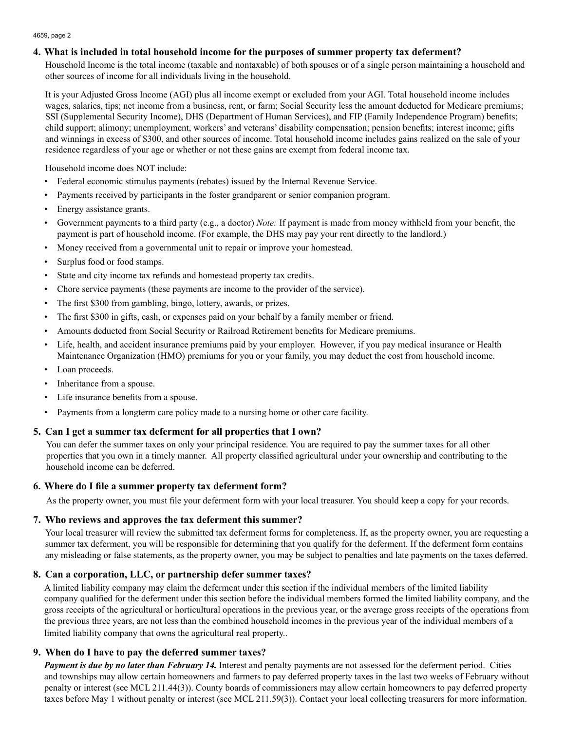### 4. What is included in total household income for the purposes of summer property tax deferment?

Household Income is the total income (taxable and nontaxable) of both spouses or of a single person maintaining a household and other sources of income for all individuals living in the household.

It is your Adjusted Gross Income (AGI) plus all income exempt or excluded from your AGI. Total household income includes wages, salaries, tips; net income from a business, rent, or farm; Social Security less the amount deducted for Medicare premiums; SSI (Supplemental Security Income), DHS (Department of Human Services), and FIP (Family Independence Program) benefits; child support; alimony; unemployment, workers' and veterans' disability compensation; pension benefits; interest income; gifts and winnings in excess of $300, and other sources of income. Total household income includes gains realized on the sale of your residence regardless of your age or whether or not these gains are exempt from federal income tax.

Household income does NOT include:

- Federal economic stimulus payments (rebates) issued by the Internal Revenue Service.
- Payments received by participants in the foster grandparent or senior companion program.
- Energy assistance grants.
- Government payments to a third party (e.g., a doctor) *Note:* If payment is made from money withheld from your benefit, the payment is part of household income. (For example, the DHS may pay your rent directly to the landlord.)
- Money received from a governmental unit to repair or improve your homestead.
- Surplus food or food stamps.
- State and city income tax refunds and homestead property tax credits.
- Chore service payments (these payments are income to the provider of the service).
- The first $300 from gambling, bingo, lottery, awards, or prizes.
- The first $300 in gifts, cash, or expenses paid on your behalf by a family member or friend.
- Amounts deducted from Social Security or Railroad Retirement benefits for Medicare premiums.
- Life, health, and accident insurance premiums paid by your employer. However, if you pay medical insurance or Health Maintenance Organization (HMO) premiums for you or your family, you may deduct the cost from household income.
- Loan proceeds.
- Inheritance from a spouse.
- Life insurance benefits from a spouse.
- Payments from a longterm care policy made to a nursing home or other care facility.

### 5. Can I get a summer tax deferment for all properties that I own?

You can defer the summer taxes on only your principal residence. You are required to pay the summer taxes for all other properties that you own in a timely manner. All property classified agricultural under your ownership and contributing to the household income can be deferred.

### 6. Where do I file a summer property tax deferment form?

As the property owner, you must file your deferment form with your local treasurer. You should keep a copy for your records.

### 7. Who reviews and approves the tax deferment this summer?

Your local treasurer will review the submitted tax deferment forms for completeness. If, as the property owner, you are requesting a summer tax deferment, you will be responsible for determining that you qualify for the deferment. If the deferment form contains any misleading or false statements, as the property owner, you may be subject to penalties and late payments on the taxes deferred.

### 8. Can a corporation, LLC, or partnership defer summer taxes?

A limited liability company may claim the deferment under this section if the individual members of the limited liability company qualified for the deferment under this section before the individual members formed the limited liability company, and the gross receipts of the agricultural or horticultural operations in the previous year, or the average gross receipts of the operations from the previous three years, are not less than the combined household incomes in the previous year of the individual members of a limited liability company that owns the agricultural real property..

### 9. When do I have to pay the deferred summer taxes?

***Payment is due by no later than February 14.*** Interest and penalty payments are not assessed for the deferment period. Cities and townships may allow certain homeowners and farmers to pay deferred property taxes in the last two weeks of February without penalty or interest (see MCL 211.44(3)). County boards of commissioners may allow certain homeowners to pay deferred property taxes before May 1 without penalty or interest (see MCL 211.59(3)). Contact your local collecting treasurers for more information.